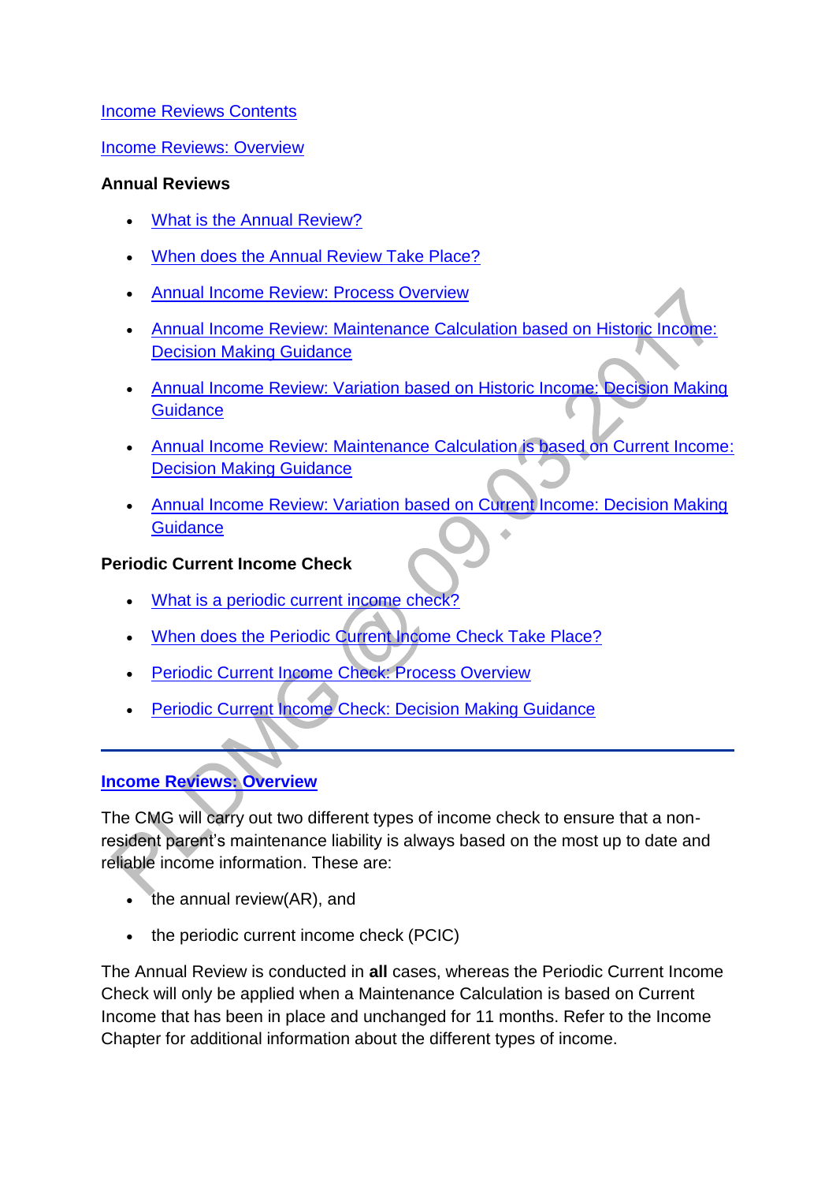[Income Reviews Contents]

[Income Reviews: Overview]

**Annual Reviews**

- [What is the Annual Review?]
- [When does the Annual Review Take Place?]
- [Annual Income Review: Process Overview]
- [Annual Income Review: Maintenance Calculation based on Historic Income: Decision Making Guidance]
- [Annual Income Review: Variation based on Historic Income: Decision Making Guidance]
- [Annual Income Review: Maintenance Calculation is based on Current Income: Decision Making Guidance]
- [Annual Income Review: Variation based on Current Income: Decision Making Guidance]

**Periodic Current Income Check**

- [What is a periodic current income check?]
- [When does the Periodic Current Income Check Take Place?]
- [Periodic Current Income Check: Process Overview]
- [Periodic Current Income Check: Decision Making Guidance]

---

## Income Reviews: Overview

The CMG will carry out two different types of income check to ensure that a non-resident parent's maintenance liability is always based on the most up to date and reliable income information. These are:

- the annual review(AR), and
- the periodic current income check (PCIC)

The Annual Review is conducted in **all** cases, whereas the Periodic Current Income Check will only be applied when a Maintenance Calculation is based on Current Income that has been in place and unchanged for 11 months. Refer to the Income Chapter for additional information about the different types of income.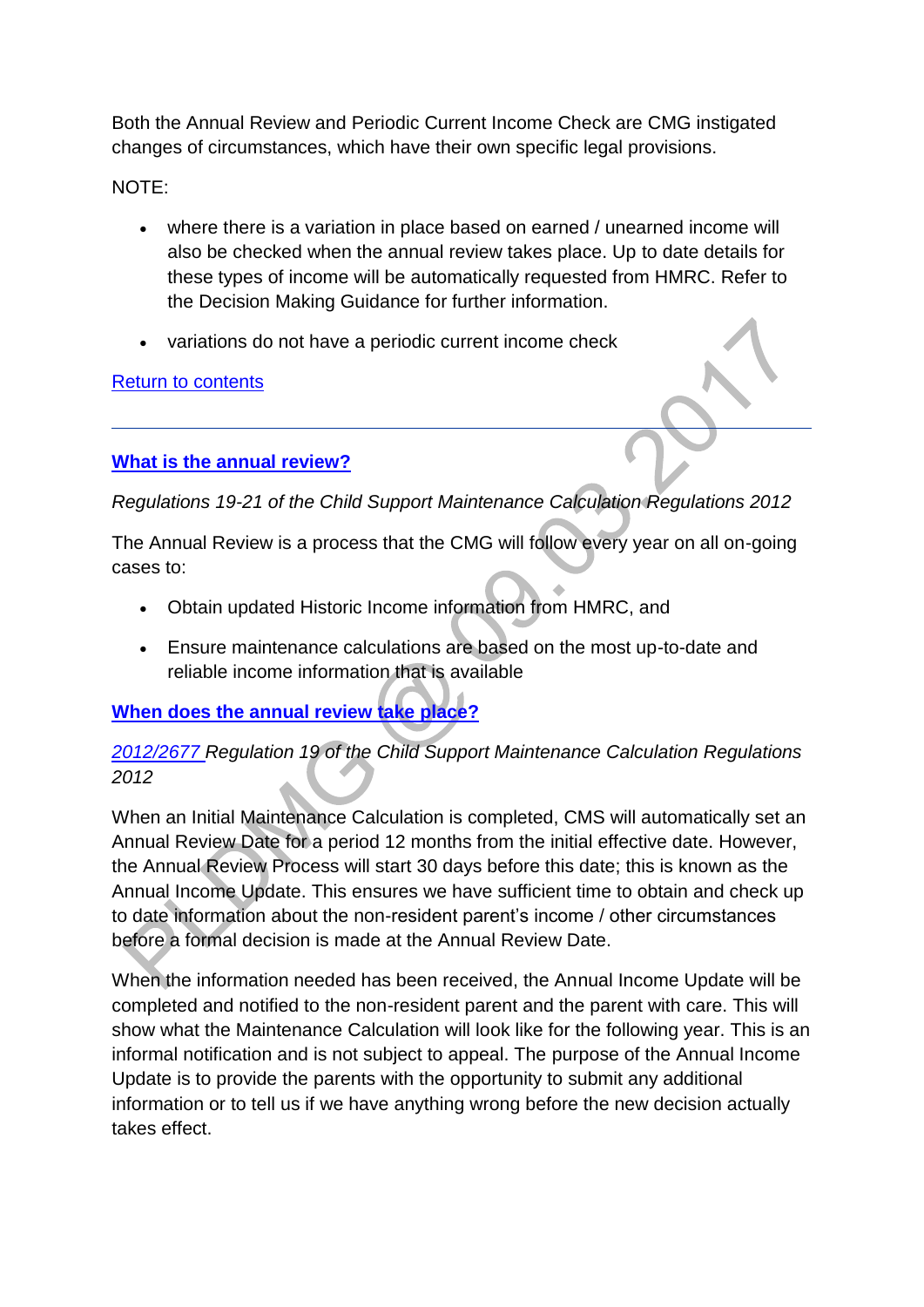Both the Annual Review and Periodic Current Income Check are CMG instigated changes of circumstances, which have their own specific legal provisions.

NOTE:

- where there is a variation in place based on earned / unearned income will also be checked when the annual review takes place. Up to date details for these types of income will be automatically requested from HMRC. Refer to the Decision Making Guidance for further information.
- variations do not have a periodic current income check

Return to contents

---

### What is the annual review?

*Regulations 19-21 of the Child Support Maintenance Calculation Regulations 2012*

The Annual Review is a process that the CMG will follow every year on all on-going cases to:

- Obtain updated Historic Income information from HMRC, and
- Ensure maintenance calculations are based on the most up-to-date and reliable income information that is available

### When does the annual review take place?

*2012/2677 Regulation 19 of the Child Support Maintenance Calculation Regulations 2012*

When an Initial Maintenance Calculation is completed, CMS will automatically set an Annual Review Date for a period 12 months from the initial effective date. However, the Annual Review Process will start 30 days before this date; this is known as the Annual Income Update. This ensures we have sufficient time to obtain and check up to date information about the non-resident parent's income / other circumstances before a formal decision is made at the Annual Review Date.

When the information needed has been received, the Annual Income Update will be completed and notified to the non-resident parent and the parent with care. This will show what the Maintenance Calculation will look like for the following year. This is an informal notification and is not subject to appeal. The purpose of the Annual Income Update is to provide the parents with the opportunity to submit any additional information or to tell us if we have anything wrong before the new decision actually takes effect.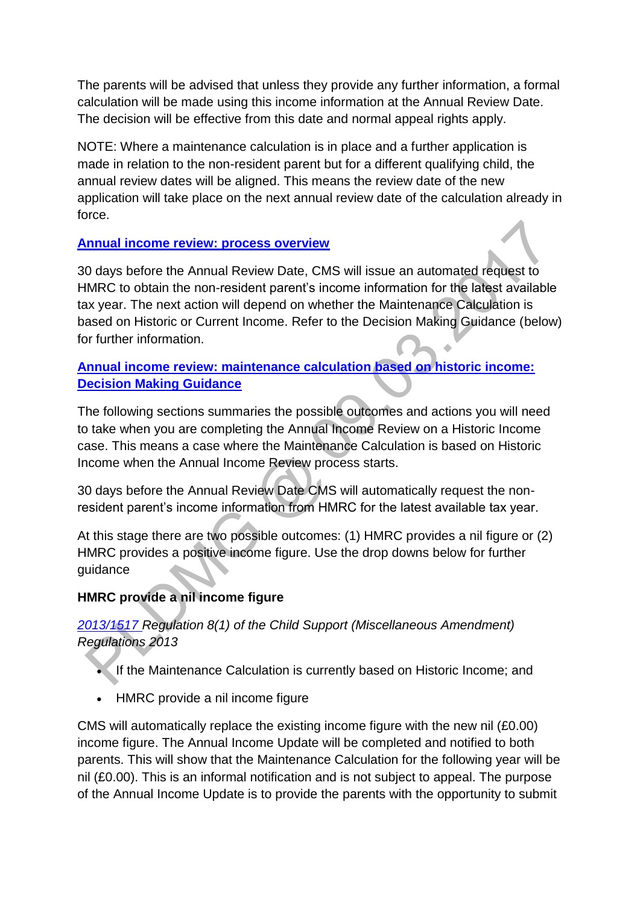The parents will be advised that unless they provide any further information, a formal calculation will be made using this income information at the Annual Review Date. The decision will be effective from this date and normal appeal rights apply.

NOTE: Where a maintenance calculation is in place and a further application is made in relation to the non-resident parent but for a different qualifying child, the annual review dates will be aligned. This means the review date of the new application will take place on the next annual review date of the calculation already in force.

**Annual income review: process overview**

30 days before the Annual Review Date, CMS will issue an automated request to HMRC to obtain the non-resident parent's income information for the latest available tax year. The next action will depend on whether the Maintenance Calculation is based on Historic or Current Income. Refer to the Decision Making Guidance (below) for further information.

**Annual income review: maintenance calculation based on historic income: Decision Making Guidance**

The following sections summaries the possible outcomes and actions you will need to take when you are completing the Annual Income Review on a Historic Income case. This means a case where the Maintenance Calculation is based on Historic Income when the Annual Income Review process starts.

30 days before the Annual Review Date CMS will automatically request the non-resident parent's income information from HMRC for the latest available tax year.

At this stage there are two possible outcomes: (1) HMRC provides a nil figure or (2) HMRC provides a positive income figure. Use the drop downs below for further guidance

**HMRC provide a nil income figure**

*2013/1517 Regulation 8(1) of the Child Support (Miscellaneous Amendment) Regulations 2013*

- If the Maintenance Calculation is currently based on Historic Income; and
- HMRC provide a nil income figure

CMS will automatically replace the existing income figure with the new nil (£0.00) income figure. The Annual Income Update will be completed and notified to both parents. This will show that the Maintenance Calculation for the following year will be nil (£0.00). This is an informal notification and is not subject to appeal. The purpose of the Annual Income Update is to provide the parents with the opportunity to submit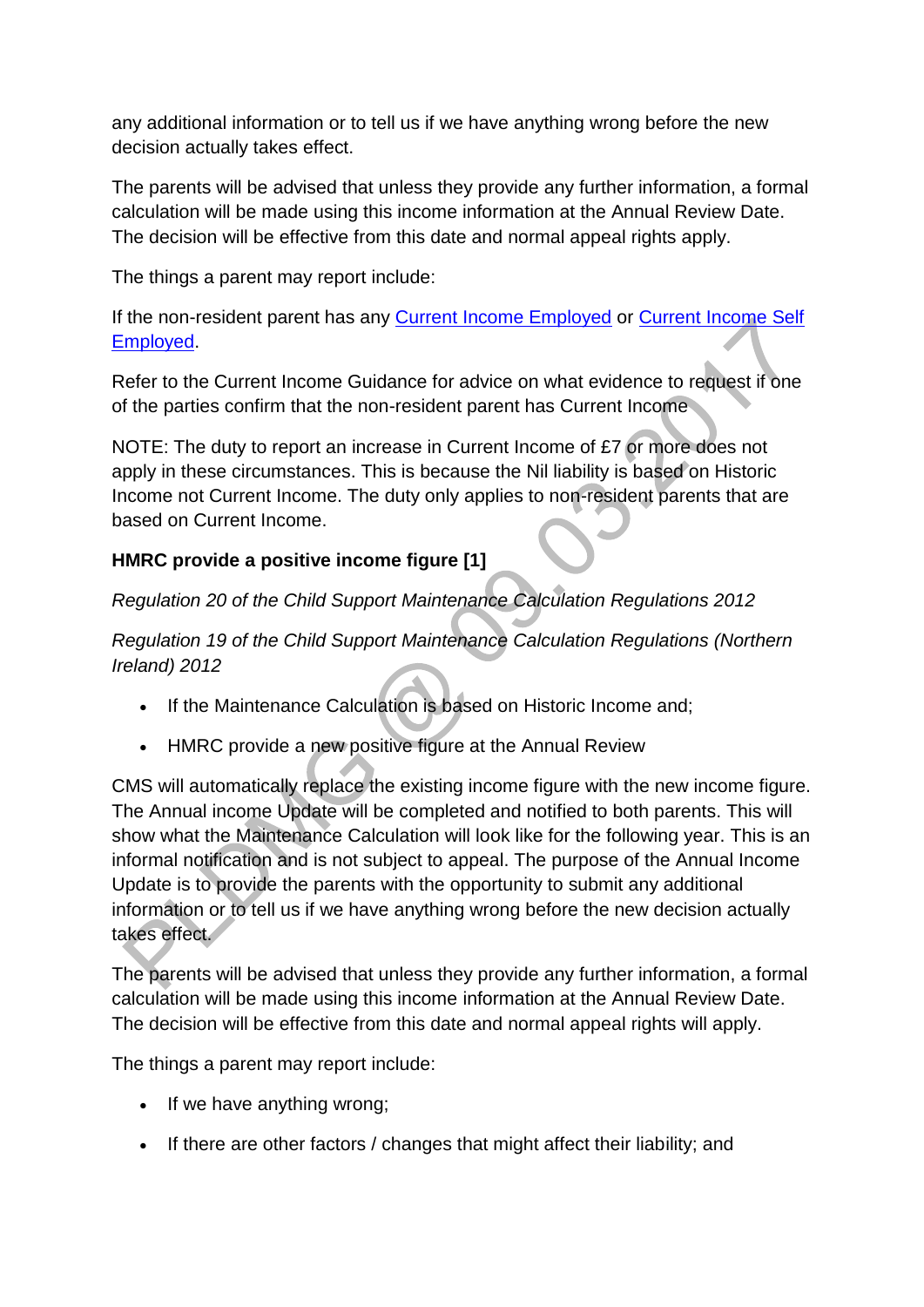any additional information or to tell us if we have anything wrong before the new decision actually takes effect.

The parents will be advised that unless they provide any further information, a formal calculation will be made using this income information at the Annual Review Date. The decision will be effective from this date and normal appeal rights apply.

The things a parent may report include:

If the non-resident parent has any Current Income Employed or Current Income Self Employed.

Refer to the Current Income Guidance for advice on what evidence to request if one of the parties confirm that the non-resident parent has Current Income

NOTE: The duty to report an increase in Current Income of £7 or more does not apply in these circumstances. This is because the Nil liability is based on Historic Income not Current Income. The duty only applies to non-resident parents that are based on Current Income.

**HMRC provide a positive income figure [1]**

*Regulation 20 of the Child Support Maintenance Calculation Regulations 2012*

*Regulation 19 of the Child Support Maintenance Calculation Regulations (Northern Ireland) 2012*

- If the Maintenance Calculation is based on Historic Income and;
- HMRC provide a new positive figure at the Annual Review

CMS will automatically replace the existing income figure with the new income figure. The Annual income Update will be completed and notified to both parents. This will show what the Maintenance Calculation will look like for the following year. This is an informal notification and is not subject to appeal. The purpose of the Annual Income Update is to provide the parents with the opportunity to submit any additional information or to tell us if we have anything wrong before the new decision actually takes effect.

The parents will be advised that unless they provide any further information, a formal calculation will be made using this income information at the Annual Review Date. The decision will be effective from this date and normal appeal rights will apply.

The things a parent may report include:

- If we have anything wrong;
- If there are other factors / changes that might affect their liability; and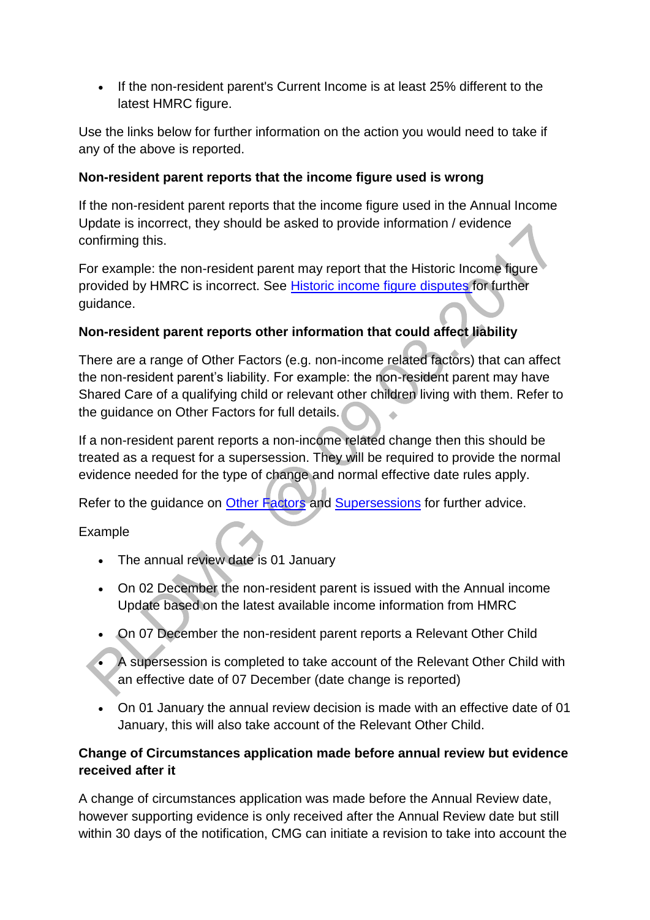- If the non-resident parent's Current Income is at least 25% different to the latest HMRC figure.

Use the links below for further information on the action you would need to take if any of the above is reported.

**Non-resident parent reports that the income figure used is wrong**

If the non-resident parent reports that the income figure used in the Annual Income Update is incorrect, they should be asked to provide information / evidence confirming this.

For example: the non-resident parent may report that the Historic Income figure provided by HMRC is incorrect. See Historic income figure disputes for further guidance.

**Non-resident parent reports other information that could affect liability**

There are a range of Other Factors (e.g. non-income related factors) that can affect the non-resident parent's liability. For example: the non-resident parent may have Shared Care of a qualifying child or relevant other children living with them. Refer to the guidance on Other Factors for full details.

If a non-resident parent reports a non-income related change then this should be treated as a request for a supersession. They will be required to provide the normal evidence needed for the type of change and normal effective date rules apply.

Refer to the guidance on Other Factors and Supersessions for further advice.

Example

- The annual review date is 01 January
- On 02 December the non-resident parent is issued with the Annual income Update based on the latest available income information from HMRC
- On 07 December the non-resident parent reports a Relevant Other Child
- A supersession is completed to take account of the Relevant Other Child with an effective date of 07 December (date change is reported)
- On 01 January the annual review decision is made with an effective date of 01 January, this will also take account of the Relevant Other Child.

**Change of Circumstances application made before annual review but evidence received after it**

A change of circumstances application was made before the Annual Review date, however supporting evidence is only received after the Annual Review date but still within 30 days of the notification, CMG can initiate a revision to take into account the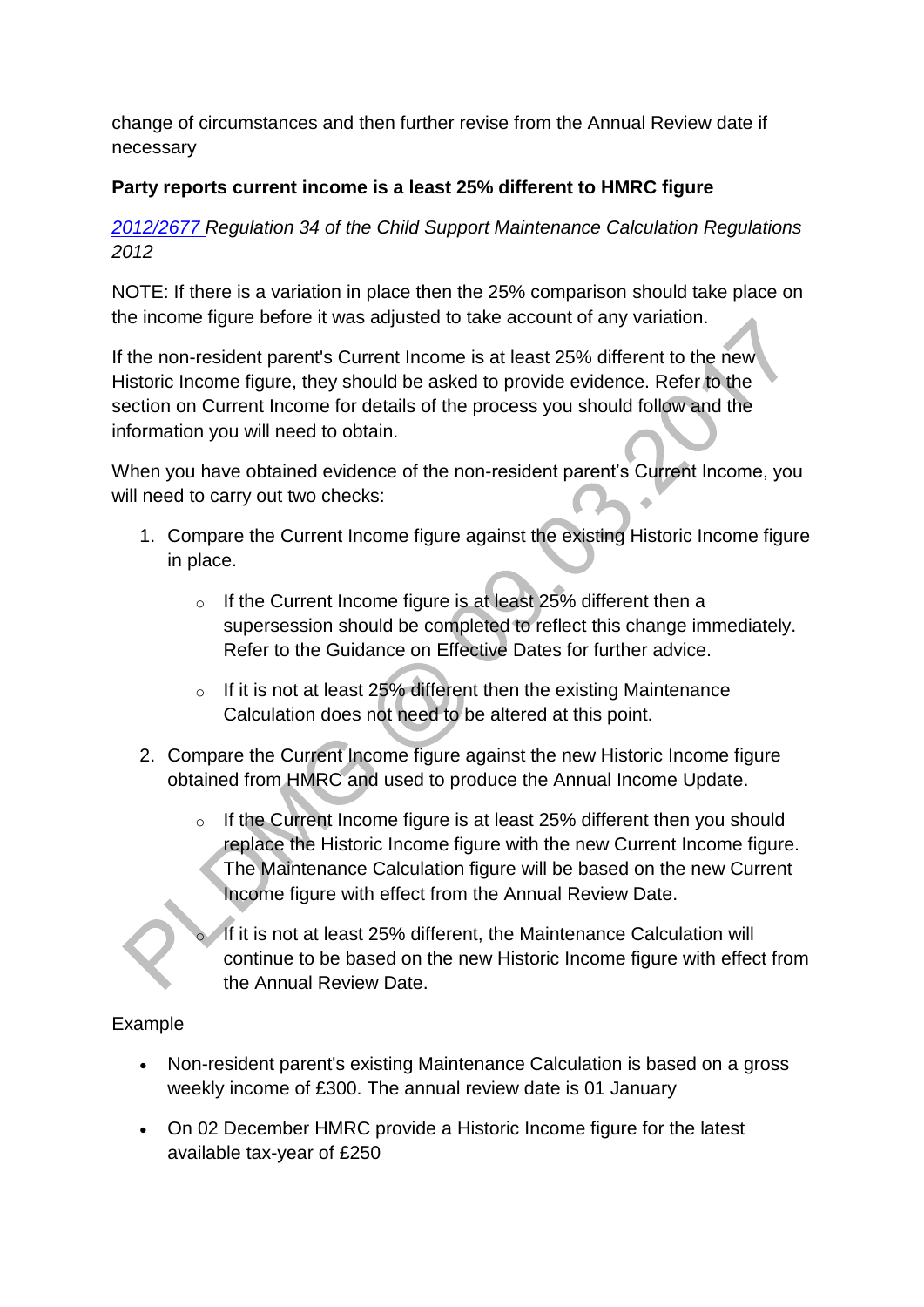change of circumstances and then further revise from the Annual Review date if necessary

**Party reports current income is a least 25% different to HMRC figure**

*2012/2677 Regulation 34 of the Child Support Maintenance Calculation Regulations 2012*

NOTE: If there is a variation in place then the 25% comparison should take place on the income figure before it was adjusted to take account of any variation.

If the non-resident parent's Current Income is at least 25% different to the new Historic Income figure, they should be asked to provide evidence. Refer to the section on Current Income for details of the process you should follow and the information you will need to obtain.

When you have obtained evidence of the non-resident parent's Current Income, you will need to carry out two checks:

1. Compare the Current Income figure against the existing Historic Income figure in place.
   - If the Current Income figure is at least 25% different then a supersession should be completed to reflect this change immediately. Refer to the Guidance on Effective Dates for further advice.
   - If it is not at least 25% different then the existing Maintenance Calculation does not need to be altered at this point.
2. Compare the Current Income figure against the new Historic Income figure obtained from HMRC and used to produce the Annual Income Update.
   - If the Current Income figure is at least 25% different then you should replace the Historic Income figure with the new Current Income figure. The Maintenance Calculation figure will be based on the new Current Income figure with effect from the Annual Review Date.
   - If it is not at least 25% different, the Maintenance Calculation will continue to be based on the new Historic Income figure with effect from the Annual Review Date.

Example

- Non-resident parent's existing Maintenance Calculation is based on a gross weekly income of £300. The annual review date is 01 January
- On 02 December HMRC provide a Historic Income figure for the latest available tax-year of £250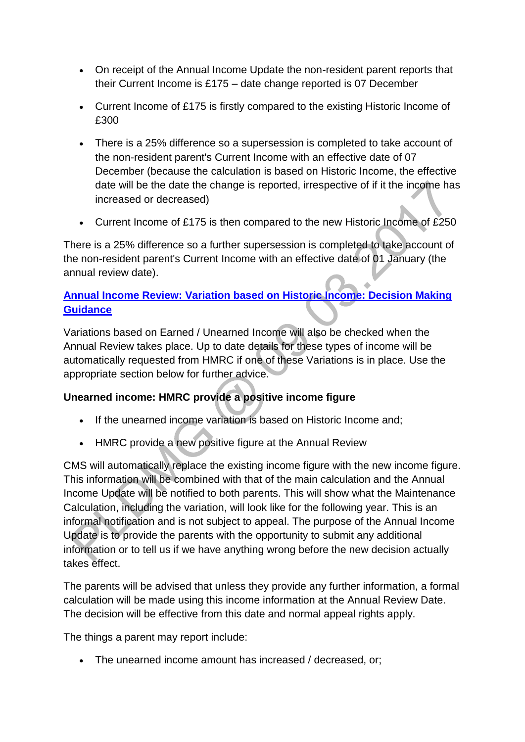- On receipt of the Annual Income Update the non-resident parent reports that their Current Income is £175 – date change reported is 07 December
- Current Income of £175 is firstly compared to the existing Historic Income of £300
- There is a 25% difference so a supersession is completed to take account of the non-resident parent's Current Income with an effective date of 07 December (because the calculation is based on Historic Income, the effective date will be the date the change is reported, irrespective of if it the income has increased or decreased)
- Current Income of £175 is then compared to the new Historic Income of £250

There is a 25% difference so a further supersession is completed to take account of the non-resident parent's Current Income with an effective date of 01 January (the annual review date).

[Annual Income Review: Variation based on Historic Income: Decision Making Guidance]

Variations based on Earned / Unearned Income will also be checked when the Annual Review takes place. Up to date details for these types of income will be automatically requested from HMRC if one of these Variations is in place. Use the appropriate section below for further advice.

**Unearned income: HMRC provide a positive income figure**

- If the unearned income variation is based on Historic Income and;
- HMRC provide a new positive figure at the Annual Review

CMS will automatically replace the existing income figure with the new income figure. This information will be combined with that of the main calculation and the Annual Income Update will be notified to both parents. This will show what the Maintenance Calculation, including the variation, will look like for the following year. This is an informal notification and is not subject to appeal. The purpose of the Annual Income Update is to provide the parents with the opportunity to submit any additional information or to tell us if we have anything wrong before the new decision actually takes effect.

The parents will be advised that unless they provide any further information, a formal calculation will be made using this income information at the Annual Review Date. The decision will be effective from this date and normal appeal rights apply.

The things a parent may report include:

- The unearned income amount has increased / decreased, or;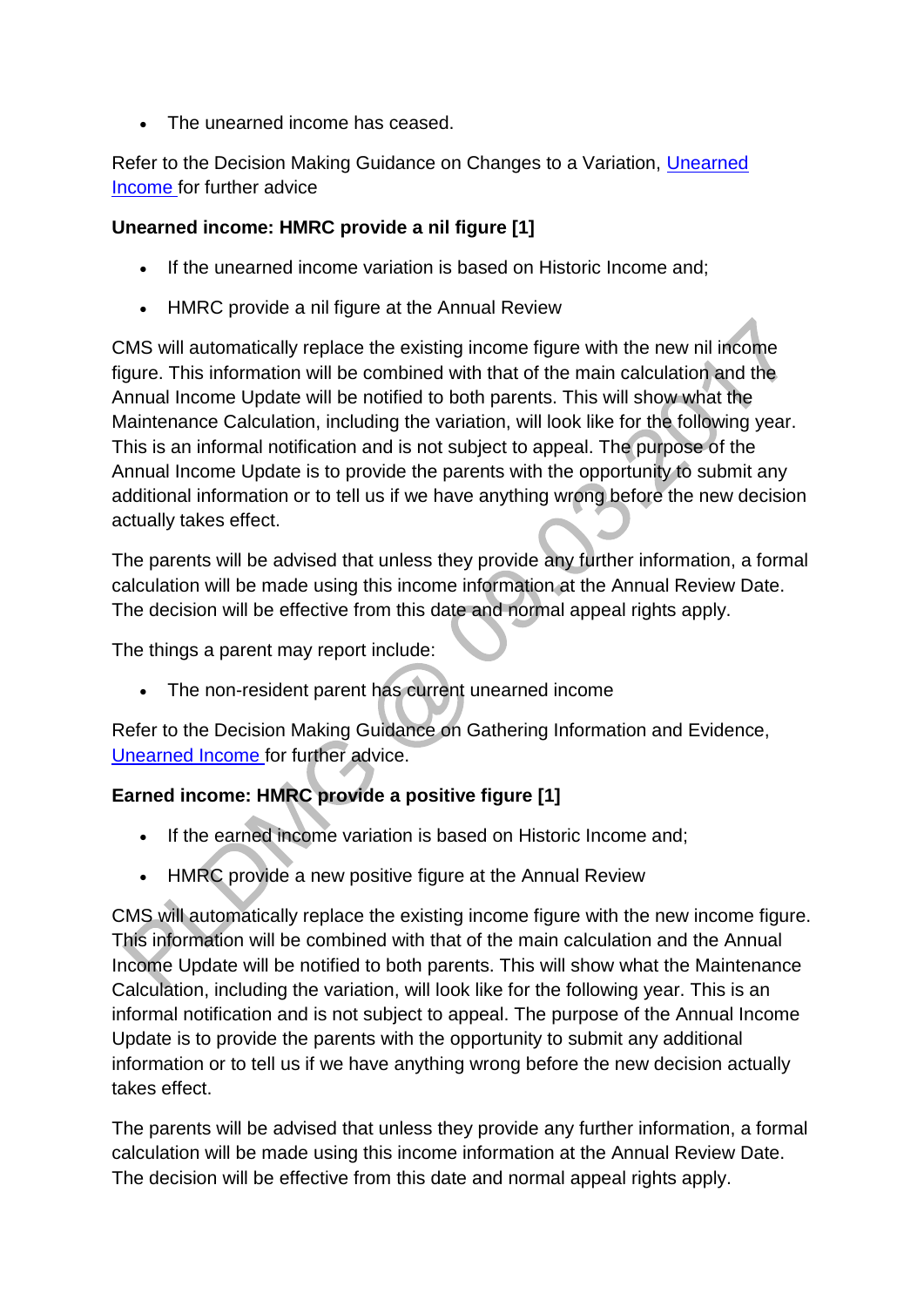- The unearned income has ceased.

Refer to the Decision Making Guidance on Changes to a Variation, [Unearned Income](#) for further advice

**Unearned income: HMRC provide a nil figure [1]**

- If the unearned income variation is based on Historic Income and;
- HMRC provide a nil figure at the Annual Review

CMS will automatically replace the existing income figure with the new nil income figure. This information will be combined with that of the main calculation and the Annual Income Update will be notified to both parents. This will show what the Maintenance Calculation, including the variation, will look like for the following year. This is an informal notification and is not subject to appeal. The purpose of the Annual Income Update is to provide the parents with the opportunity to submit any additional information or to tell us if we have anything wrong before the new decision actually takes effect.

The parents will be advised that unless they provide any further information, a formal calculation will be made using this income information at the Annual Review Date. The decision will be effective from this date and normal appeal rights apply.

The things a parent may report include:

- The non-resident parent has current unearned income

Refer to the Decision Making Guidance on Gathering Information and Evidence, [Unearned Income](#) for further advice.

**Earned income: HMRC provide a positive figure [1]**

- If the earned income variation is based on Historic Income and;
- HMRC provide a new positive figure at the Annual Review

CMS will automatically replace the existing income figure with the new income figure. This information will be combined with that of the main calculation and the Annual Income Update will be notified to both parents. This will show what the Maintenance Calculation, including the variation, will look like for the following year. This is an informal notification and is not subject to appeal. The purpose of the Annual Income Update is to provide the parents with the opportunity to submit any additional information or to tell us if we have anything wrong before the new decision actually takes effect.

The parents will be advised that unless they provide any further information, a formal calculation will be made using this income information at the Annual Review Date. The decision will be effective from this date and normal appeal rights apply.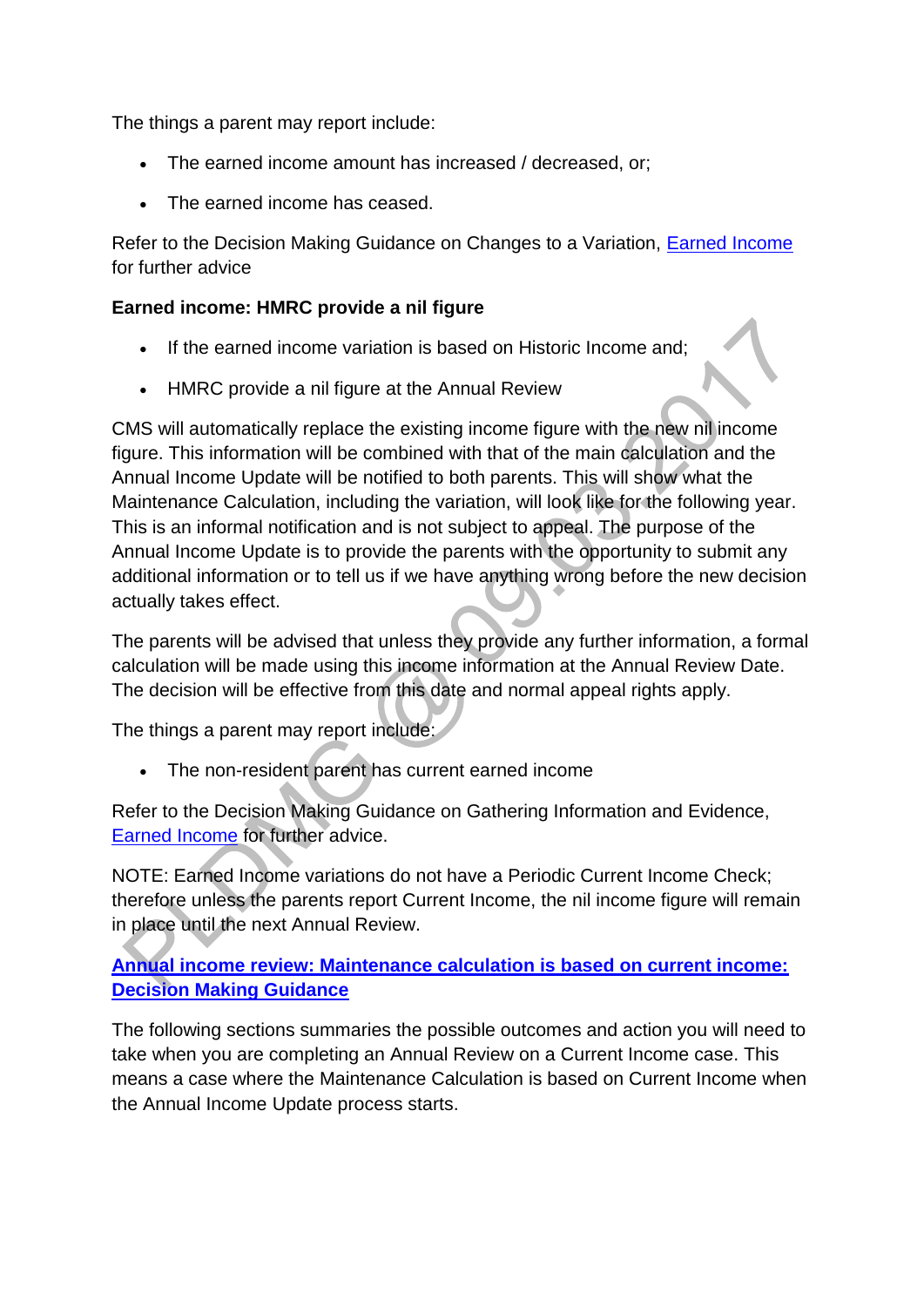The things a parent may report include:

- The earned income amount has increased / decreased, or;
- The earned income has ceased.

Refer to the Decision Making Guidance on Changes to a Variation, Earned Income for further advice

**Earned income: HMRC provide a nil figure**

- If the earned income variation is based on Historic Income and;
- HMRC provide a nil figure at the Annual Review

CMS will automatically replace the existing income figure with the new nil income figure. This information will be combined with that of the main calculation and the Annual Income Update will be notified to both parents. This will show what the Maintenance Calculation, including the variation, will look like for the following year. This is an informal notification and is not subject to appeal. The purpose of the Annual Income Update is to provide the parents with the opportunity to submit any additional information or to tell us if we have anything wrong before the new decision actually takes effect.

The parents will be advised that unless they provide any further information, a formal calculation will be made using this income information at the Annual Review Date. The decision will be effective from this date and normal appeal rights apply.

The things a parent may report include:

- The non-resident parent has current earned income

Refer to the Decision Making Guidance on Gathering Information and Evidence, Earned Income for further advice.

NOTE: Earned Income variations do not have a Periodic Current Income Check; therefore unless the parents report Current Income, the nil income figure will remain in place until the next Annual Review.

**Annual income review: Maintenance calculation is based on current income: Decision Making Guidance**

The following sections summaries the possible outcomes and action you will need to take when you are completing an Annual Review on a Current Income case. This means a case where the Maintenance Calculation is based on Current Income when the Annual Income Update process starts.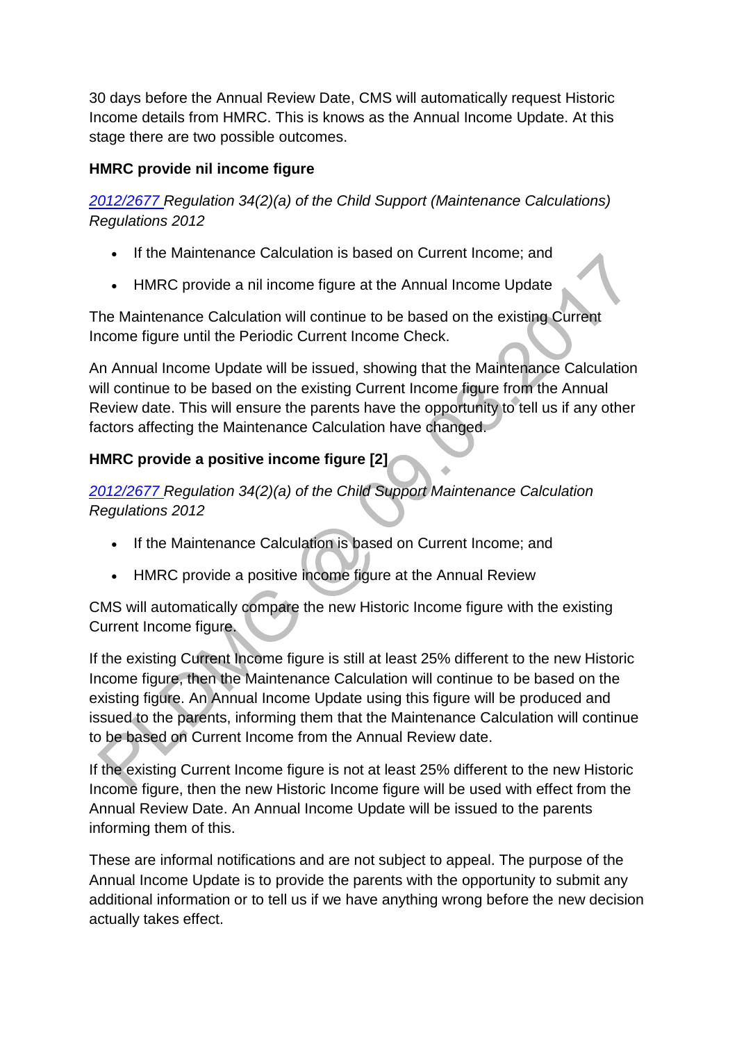30 days before the Annual Review Date, CMS will automatically request Historic Income details from HMRC. This is knows as the Annual Income Update. At this stage there are two possible outcomes.

**HMRC provide nil income figure**

*2012/2677 Regulation 34(2)(a) of the Child Support (Maintenance Calculations) Regulations 2012*

- If the Maintenance Calculation is based on Current Income; and
- HMRC provide a nil income figure at the Annual Income Update

The Maintenance Calculation will continue to be based on the existing Current Income figure until the Periodic Current Income Check.

An Annual Income Update will be issued, showing that the Maintenance Calculation will continue to be based on the existing Current Income figure from the Annual Review date. This will ensure the parents have the opportunity to tell us if any other factors affecting the Maintenance Calculation have changed.

**HMRC provide a positive income figure [2]**

*2012/2677 Regulation 34(2)(a) of the Child Support Maintenance Calculation Regulations 2012*

- If the Maintenance Calculation is based on Current Income; and
- HMRC provide a positive income figure at the Annual Review

CMS will automatically compare the new Historic Income figure with the existing Current Income figure.

If the existing Current Income figure is still at least 25% different to the new Historic Income figure, then the Maintenance Calculation will continue to be based on the existing figure. An Annual Income Update using this figure will be produced and issued to the parents, informing them that the Maintenance Calculation will continue to be based on Current Income from the Annual Review date.

If the existing Current Income figure is not at least 25% different to the new Historic Income figure, then the new Historic Income figure will be used with effect from the Annual Review Date. An Annual Income Update will be issued to the parents informing them of this.

These are informal notifications and are not subject to appeal. The purpose of the Annual Income Update is to provide the parents with the opportunity to submit any additional information or to tell us if we have anything wrong before the new decision actually takes effect.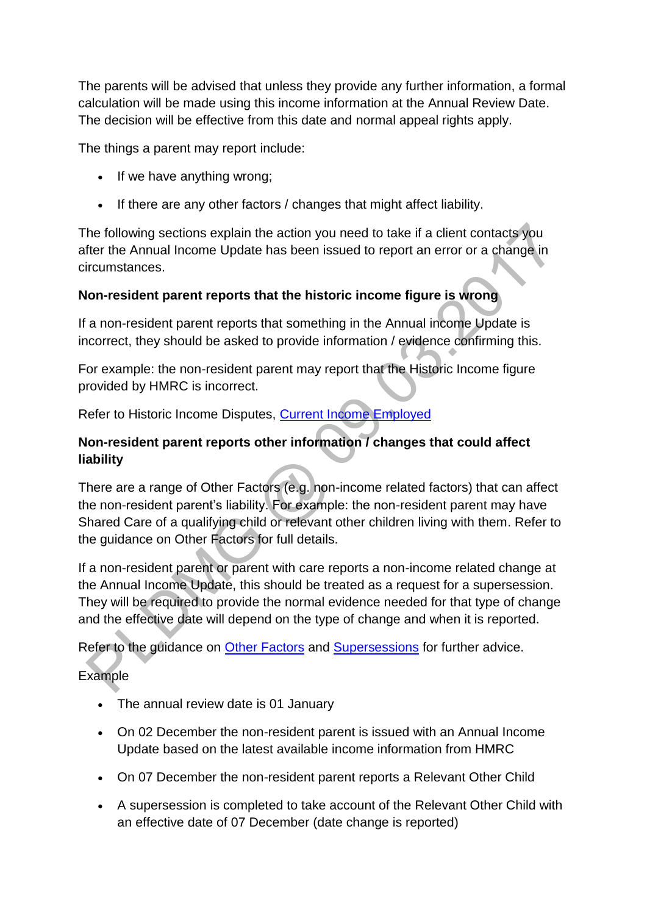The parents will be advised that unless they provide any further information, a formal calculation will be made using this income information at the Annual Review Date. The decision will be effective from this date and normal appeal rights apply.

The things a parent may report include:

- If we have anything wrong;
- If there are any other factors / changes that might affect liability.

The following sections explain the action you need to take if a client contacts you after the Annual Income Update has been issued to report an error or a change in circumstances.

**Non-resident parent reports that the historic income figure is wrong**

If a non-resident parent reports that something in the Annual income Update is incorrect, they should be asked to provide information / evidence confirming this.

For example: the non-resident parent may report that the Historic Income figure provided by HMRC is incorrect.

Refer to Historic Income Disputes, Current Income Employed

**Non-resident parent reports other information / changes that could affect liability**

There are a range of Other Factors (e.g. non-income related factors) that can affect the non-resident parent's liability. For example: the non-resident parent may have Shared Care of a qualifying child or relevant other children living with them. Refer to the guidance on Other Factors for full details.

If a non-resident parent or parent with care reports a non-income related change at the Annual Income Update, this should be treated as a request for a supersession. They will be required to provide the normal evidence needed for that type of change and the effective date will depend on the type of change and when it is reported.

Refer to the guidance on Other Factors and Supersessions for further advice.

Example

- The annual review date is 01 January
- On 02 December the non-resident parent is issued with an Annual Income Update based on the latest available income information from HMRC
- On 07 December the non-resident parent reports a Relevant Other Child
- A supersession is completed to take account of the Relevant Other Child with an effective date of 07 December (date change is reported)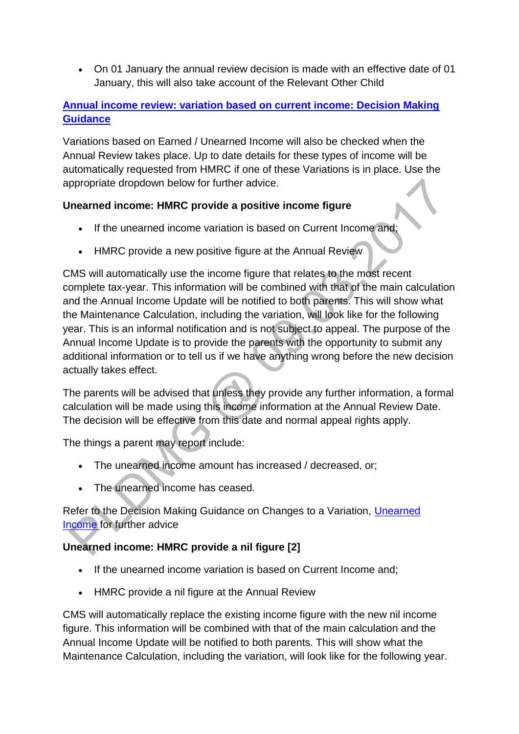- On 01 January the annual review decision is made with an effective date of 01 January, this will also take account of the Relevant Other Child

**[Annual income review: variation based on current income: Decision Making Guidance]()**

Variations based on Earned / Unearned Income will also be checked when the Annual Review takes place. Up to date details for these types of income will be automatically requested from HMRC if one of these Variations is in place. Use the appropriate dropdown below for further advice.

**Unearned income: HMRC provide a positive income figure**

- If the unearned income variation is based on Current Income and;
- HMRC provide a new positive figure at the Annual Review

CMS will automatically use the income figure that relates to the most recent complete tax-year. This information will be combined with that of the main calculation and the Annual Income Update will be notified to both parents. This will show what the Maintenance Calculation, including the variation, will look like for the following year. This is an informal notification and is not subject to appeal. The purpose of the Annual Income Update is to provide the parents with the opportunity to submit any additional information or to tell us if we have anything wrong before the new decision actually takes effect.

The parents will be advised that unless they provide any further information, a formal calculation will be made using this income information at the Annual Review Date. The decision will be effective from this date and normal appeal rights apply.

The things a parent may report include:

- The unearned income amount has increased / decreased, or;
- The unearned income has ceased.

Refer to the Decision Making Guidance on Changes to a Variation, [Unearned Income]() for further advice

**Unearned income: HMRC provide a nil figure [2]**

- If the unearned income variation is based on Current Income and;
- HMRC provide a nil figure at the Annual Review

CMS will automatically replace the existing income figure with the new nil income figure. This information will be combined with that of the main calculation and the Annual Income Update will be notified to both parents. This will show what the Maintenance Calculation, including the variation, will look like for the following year.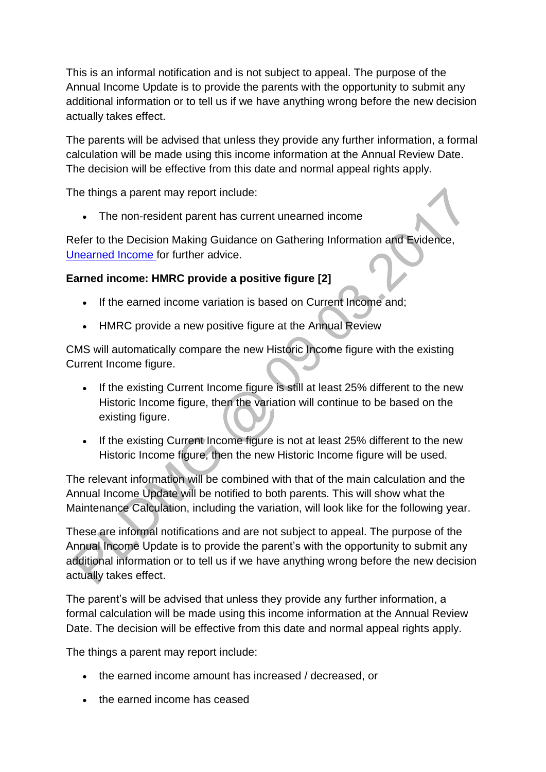This is an informal notification and is not subject to appeal. The purpose of the Annual Income Update is to provide the parents with the opportunity to submit any additional information or to tell us if we have anything wrong before the new decision actually takes effect.

The parents will be advised that unless they provide any further information, a formal calculation will be made using this income information at the Annual Review Date. The decision will be effective from this date and normal appeal rights apply.

The things a parent may report include:

- The non-resident parent has current unearned income

Refer to the Decision Making Guidance on Gathering Information and Evidence, [Unearned Income](#) for further advice.

**Earned income: HMRC provide a positive figure [2]**

- If the earned income variation is based on Current Income and;
- HMRC provide a new positive figure at the Annual Review

CMS will automatically compare the new Historic Income figure with the existing Current Income figure.

- If the existing Current Income figure is still at least 25% different to the new Historic Income figure, then the variation will continue to be based on the existing figure.
- If the existing Current Income figure is not at least 25% different to the new Historic Income figure, then the new Historic Income figure will be used.

The relevant information will be combined with that of the main calculation and the Annual Income Update will be notified to both parents. This will show what the Maintenance Calculation, including the variation, will look like for the following year.

These are informal notifications and are not subject to appeal. The purpose of the Annual Income Update is to provide the parent's with the opportunity to submit any additional information or to tell us if we have anything wrong before the new decision actually takes effect.

The parent's will be advised that unless they provide any further information, a formal calculation will be made using this income information at the Annual Review Date. The decision will be effective from this date and normal appeal rights apply.

The things a parent may report include:

- the earned income amount has increased / decreased, or
- the earned income has ceased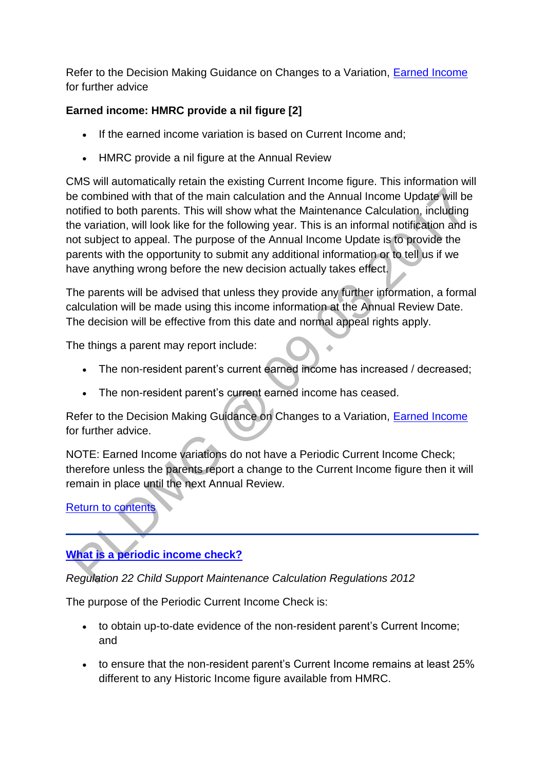Refer to the Decision Making Guidance on Changes to a Variation, Earned Income for further advice

**Earned income: HMRC provide a nil figure [2]**

- If the earned income variation is based on Current Income and;
- HMRC provide a nil figure at the Annual Review

CMS will automatically retain the existing Current Income figure. This information will be combined with that of the main calculation and the Annual Income Update will be notified to both parents. This will show what the Maintenance Calculation, including the variation, will look like for the following year. This is an informal notification and is not subject to appeal. The purpose of the Annual Income Update is to provide the parents with the opportunity to submit any additional information or to tell us if we have anything wrong before the new decision actually takes effect.

The parents will be advised that unless they provide any further information, a formal calculation will be made using this income information at the Annual Review Date. The decision will be effective from this date and normal appeal rights apply.

The things a parent may report include:

- The non-resident parent's current earned income has increased / decreased;
- The non-resident parent's current earned income has ceased.

Refer to the Decision Making Guidance on Changes to a Variation, Earned Income for further advice.

NOTE: Earned Income variations do not have a Periodic Current Income Check; therefore unless the parents report a change to the Current Income figure then it will remain in place until the next Annual Review.

Return to contents

---

**What is a periodic income check?**

*Regulation 22 Child Support Maintenance Calculation Regulations 2012*

The purpose of the Periodic Current Income Check is:

- to obtain up-to-date evidence of the non-resident parent's Current Income; and
- to ensure that the non-resident parent's Current Income remains at least 25% different to any Historic Income figure available from HMRC.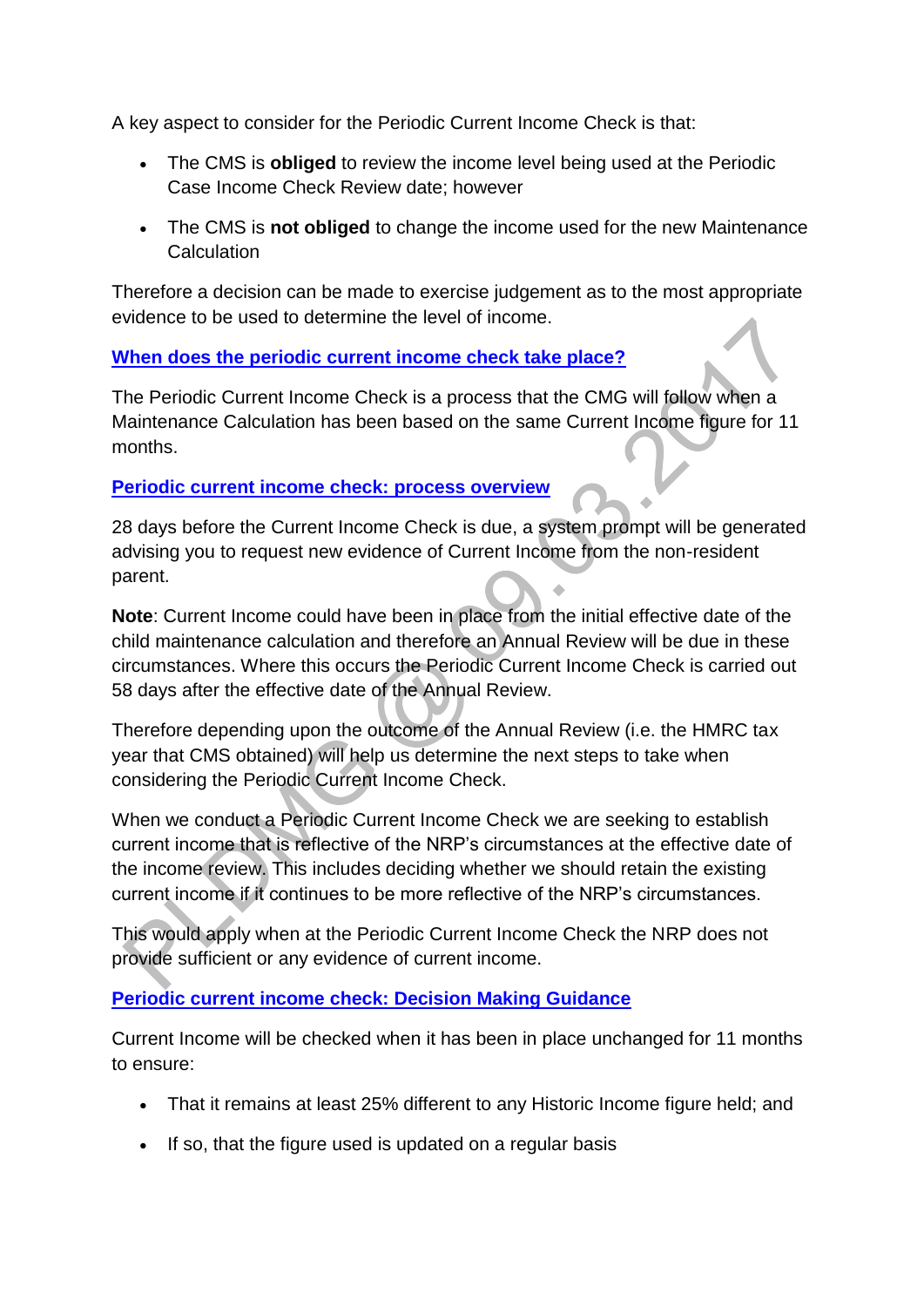A key aspect to consider for the Periodic Current Income Check is that:

- The CMS is **obliged** to review the income level being used at the Periodic Case Income Check Review date; however
- The CMS is **not obliged** to change the income used for the new Maintenance Calculation

Therefore a decision can be made to exercise judgement as to the most appropriate evidence to be used to determine the level of income.

## When does the periodic current income check take place?

The Periodic Current Income Check is a process that the CMG will follow when a Maintenance Calculation has been based on the same Current Income figure for 11 months.

## Periodic current income check: process overview

28 days before the Current Income Check is due, a system prompt will be generated advising you to request new evidence of Current Income from the non-resident parent.

**Note**: Current Income could have been in place from the initial effective date of the child maintenance calculation and therefore an Annual Review will be due in these circumstances. Where this occurs the Periodic Current Income Check is carried out 58 days after the effective date of the Annual Review.

Therefore depending upon the outcome of the Annual Review (i.e. the HMRC tax year that CMS obtained) will help us determine the next steps to take when considering the Periodic Current Income Check.

When we conduct a Periodic Current Income Check we are seeking to establish current income that is reflective of the NRP's circumstances at the effective date of the income review. This includes deciding whether we should retain the existing current income if it continues to be more reflective of the NRP's circumstances.

This would apply when at the Periodic Current Income Check the NRP does not provide sufficient or any evidence of current income.

## Periodic current income check: Decision Making Guidance

Current Income will be checked when it has been in place unchanged for 11 months to ensure:

- That it remains at least 25% different to any Historic Income figure held; and
- If so, that the figure used is updated on a regular basis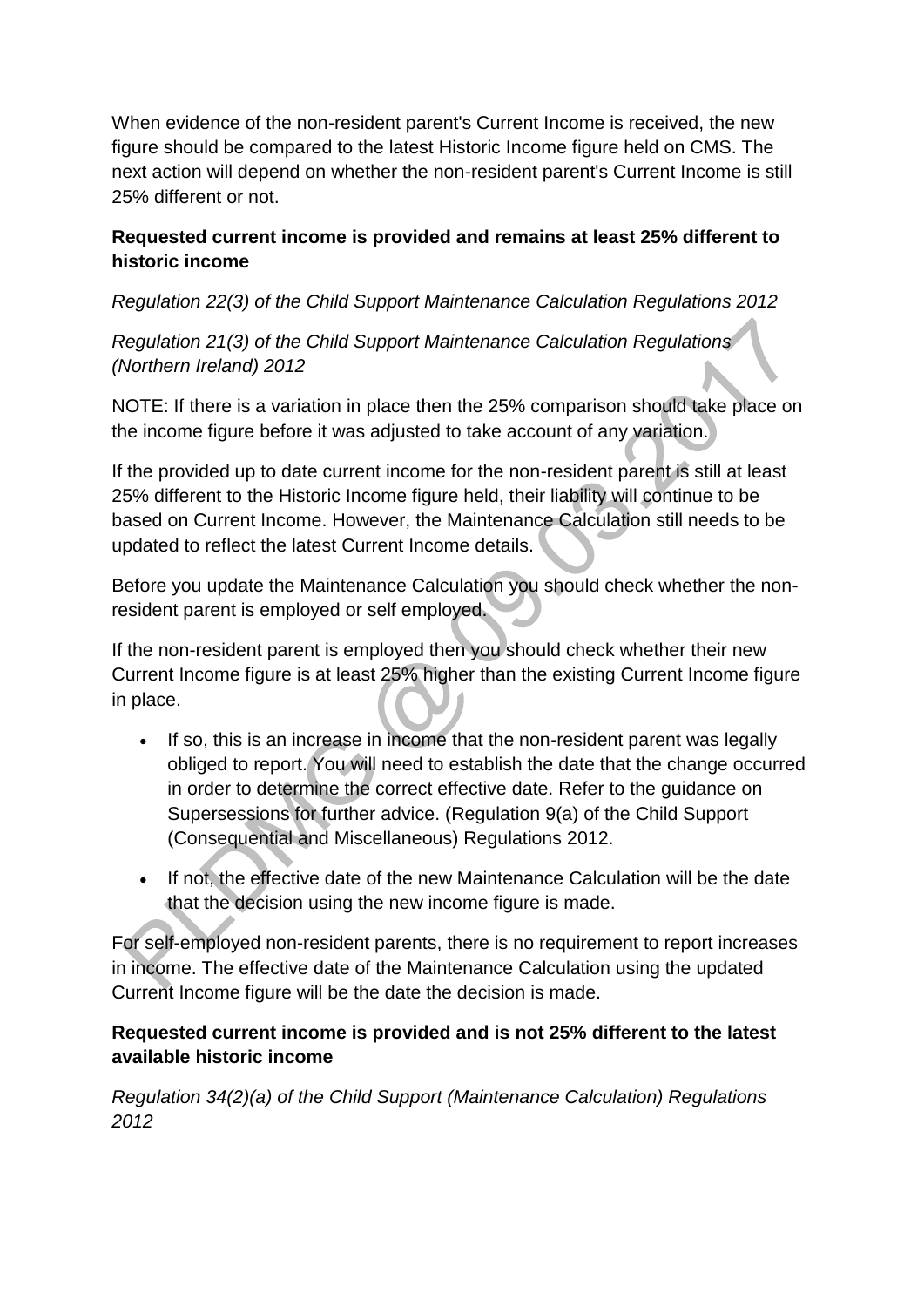When evidence of the non-resident parent's Current Income is received, the new figure should be compared to the latest Historic Income figure held on CMS. The next action will depend on whether the non-resident parent's Current Income is still 25% different or not.

**Requested current income is provided and remains at least 25% different to historic income**

*Regulation 22(3) of the Child Support Maintenance Calculation Regulations 2012*

*Regulation 21(3) of the Child Support Maintenance Calculation Regulations (Northern Ireland) 2012*

NOTE: If there is a variation in place then the 25% comparison should take place on the income figure before it was adjusted to take account of any variation.

If the provided up to date current income for the non-resident parent is still at least 25% different to the Historic Income figure held, their liability will continue to be based on Current Income. However, the Maintenance Calculation still needs to be updated to reflect the latest Current Income details.

Before you update the Maintenance Calculation you should check whether the non-resident parent is employed or self employed.

If the non-resident parent is employed then you should check whether their new Current Income figure is at least 25% higher than the existing Current Income figure in place.

- If so, this is an increase in income that the non-resident parent was legally obliged to report. You will need to establish the date that the change occurred in order to determine the correct effective date. Refer to the guidance on Supersessions for further advice. (Regulation 9(a) of the Child Support (Consequential and Miscellaneous) Regulations 2012.
- If not, the effective date of the new Maintenance Calculation will be the date that the decision using the new income figure is made.

For self-employed non-resident parents, there is no requirement to report increases in income. The effective date of the Maintenance Calculation using the updated Current Income figure will be the date the decision is made.

**Requested current income is provided and is not 25% different to the latest available historic income**

*Regulation 34(2)(a) of the Child Support (Maintenance Calculation) Regulations 2012*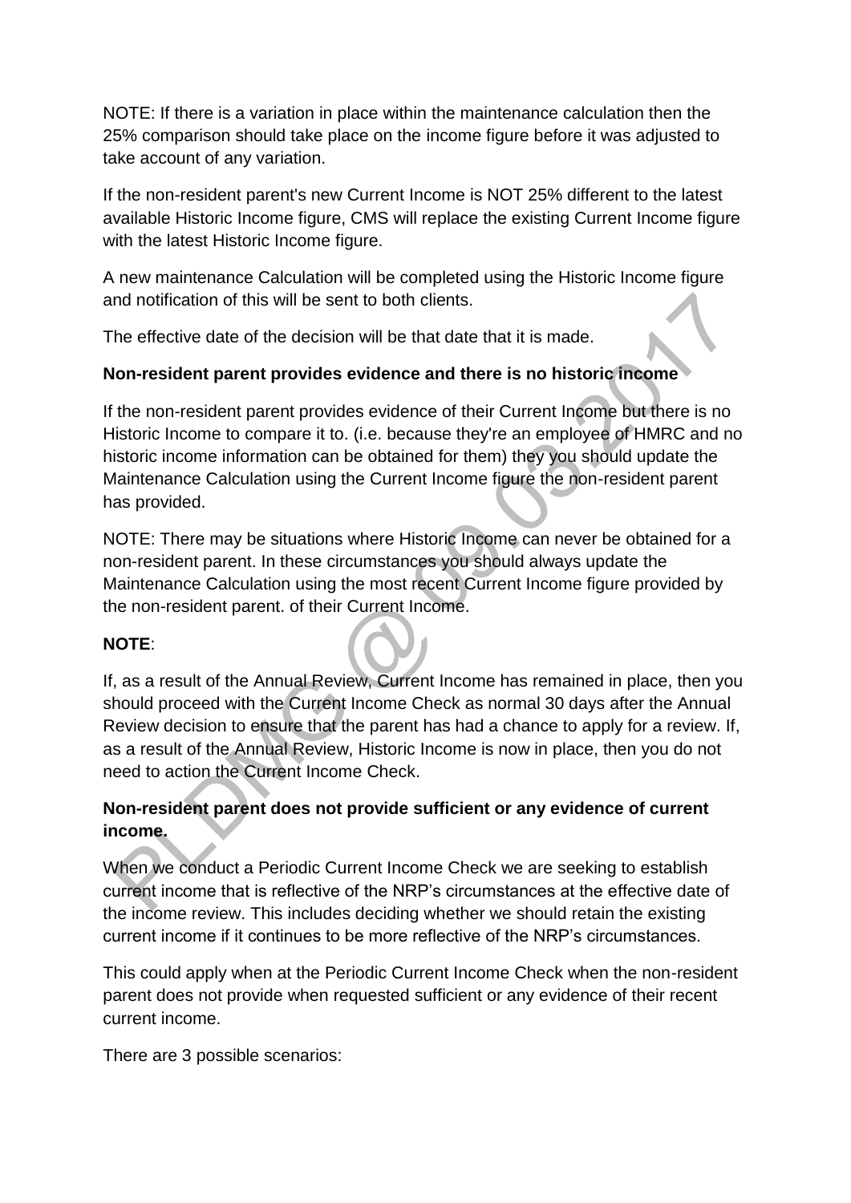NOTE: If there is a variation in place within the maintenance calculation then the 25% comparison should take place on the income figure before it was adjusted to take account of any variation.

If the non-resident parent's new Current Income is NOT 25% different to the latest available Historic Income figure, CMS will replace the existing Current Income figure with the latest Historic Income figure.

A new maintenance Calculation will be completed using the Historic Income figure and notification of this will be sent to both clients.

The effective date of the decision will be that date that it is made.

**Non-resident parent provides evidence and there is no historic income**

If the non-resident parent provides evidence of their Current Income but there is no Historic Income to compare it to. (i.e. because they're an employee of HMRC and no historic income information can be obtained for them) they you should update the Maintenance Calculation using the Current Income figure the non-resident parent has provided.

NOTE: There may be situations where Historic Income can never be obtained for a non-resident parent. In these circumstances you should always update the Maintenance Calculation using the most recent Current Income figure provided by the non-resident parent. of their Current Income.

**NOTE**:

If, as a result of the Annual Review, Current Income has remained in place, then you should proceed with the Current Income Check as normal 30 days after the Annual Review decision to ensure that the parent has had a chance to apply for a review. If, as a result of the Annual Review, Historic Income is now in place, then you do not need to action the Current Income Check.

**Non-resident parent does not provide sufficient or any evidence of current income.**

When we conduct a Periodic Current Income Check we are seeking to establish current income that is reflective of the NRP's circumstances at the effective date of the income review. This includes deciding whether we should retain the existing current income if it continues to be more reflective of the NRP's circumstances.

This could apply when at the Periodic Current Income Check when the non-resident parent does not provide when requested sufficient or any evidence of their recent current income.

There are 3 possible scenarios: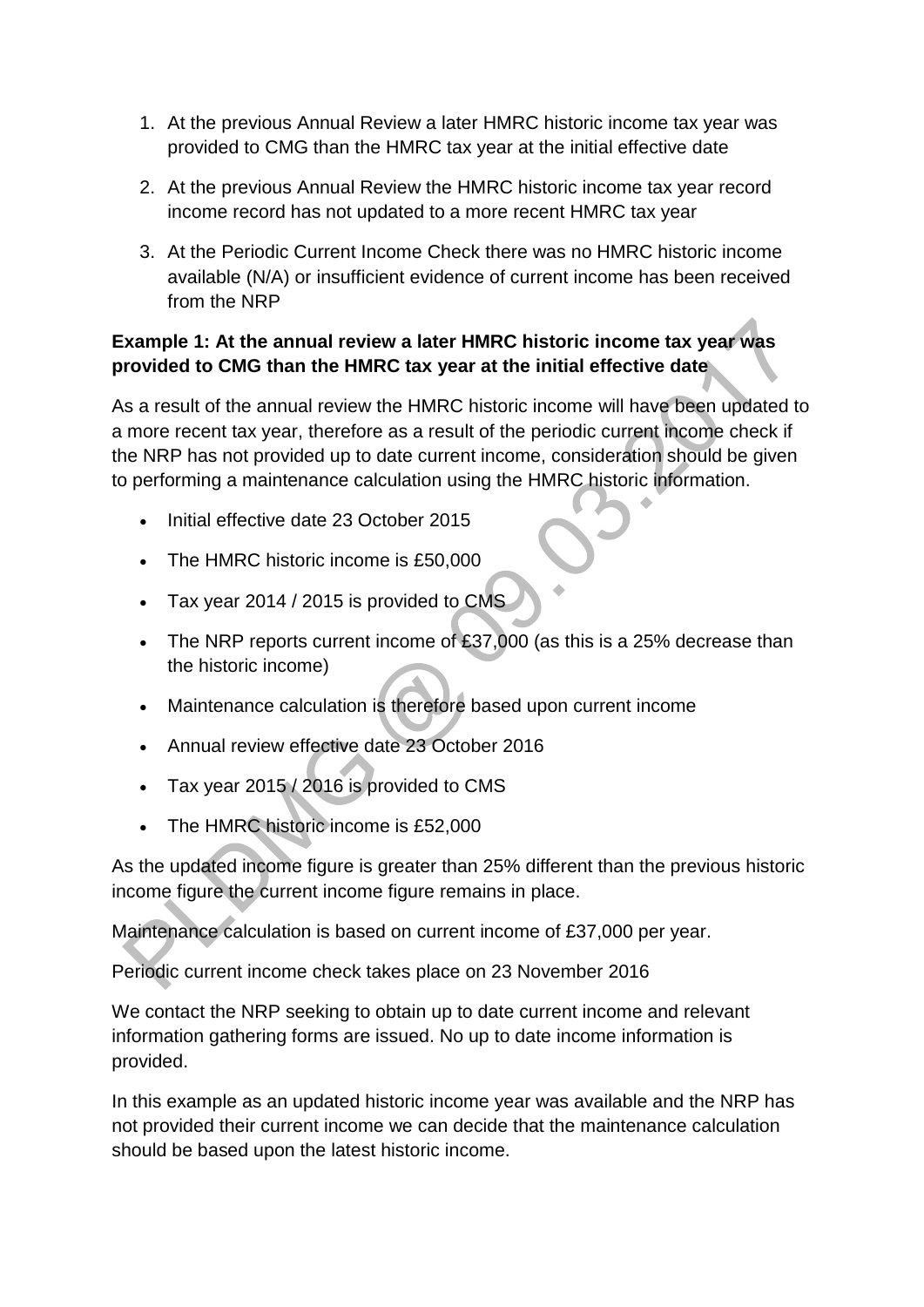1. At the previous Annual Review a later HMRC historic income tax year was provided to CMG than the HMRC tax year at the initial effective date

2. At the previous Annual Review the HMRC historic income tax year record income record has not updated to a more recent HMRC tax year

3. At the Periodic Current Income Check there was no HMRC historic income available (N/A) or insufficient evidence of current income has been received from the NRP

**Example 1: At the annual review a later HMRC historic income tax year was provided to CMG than the HMRC tax year at the initial effective date**

As a result of the annual review the HMRC historic income will have been updated to a more recent tax year, therefore as a result of the periodic current income check if the NRP has not provided up to date current income, consideration should be given to performing a maintenance calculation using the HMRC historic information.

- Initial effective date 23 October 2015
- The HMRC historic income is £50,000
- Tax year 2014 / 2015 is provided to CMS
- The NRP reports current income of £37,000 (as this is a 25% decrease than the historic income)
- Maintenance calculation is therefore based upon current income
- Annual review effective date 23 October 2016
- Tax year 2015 / 2016 is provided to CMS
- The HMRC historic income is £52,000

As the updated income figure is greater than 25% different than the previous historic income figure the current income figure remains in place.

Maintenance calculation is based on current income of £37,000 per year.

Periodic current income check takes place on 23 November 2016

We contact the NRP seeking to obtain up to date current income and relevant information gathering forms are issued. No up to date income information is provided.

In this example as an updated historic income year was available and the NRP has not provided their current income we can decide that the maintenance calculation should be based upon the latest historic income.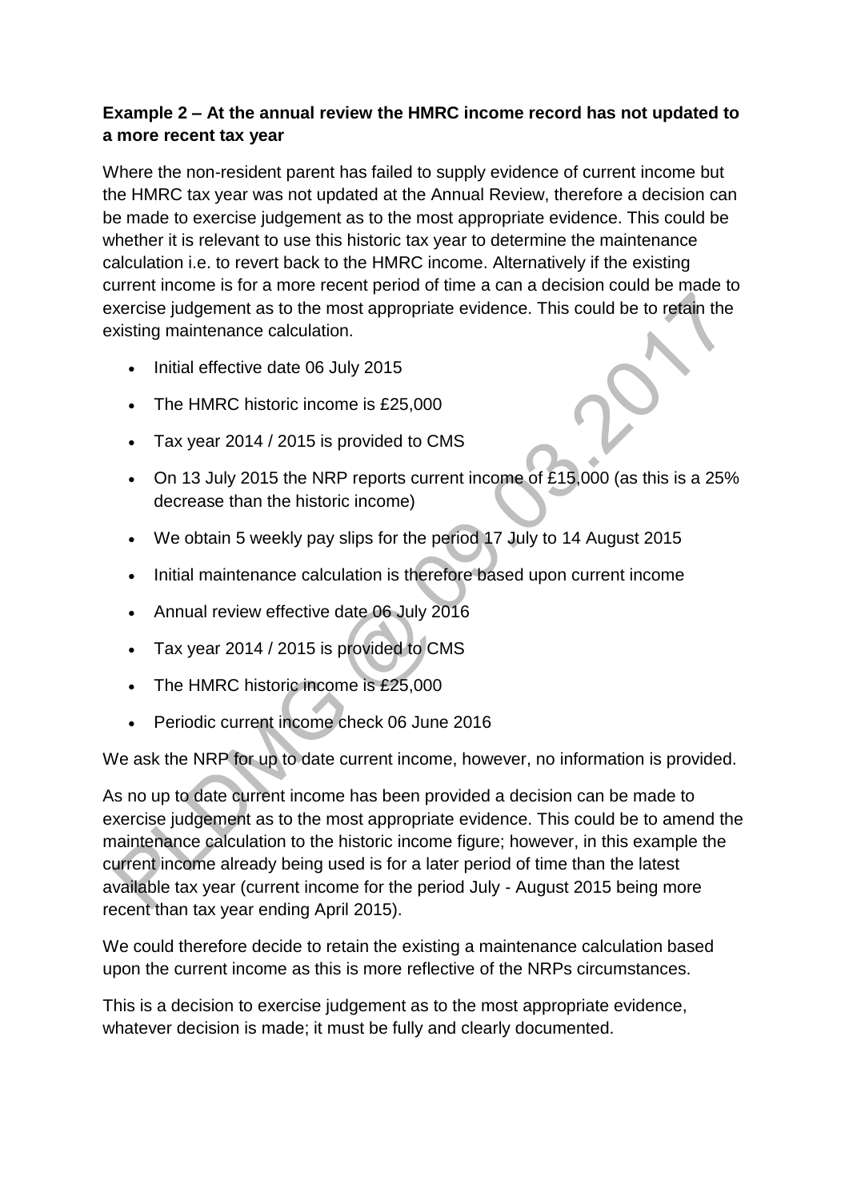**Example 2 – At the annual review the HMRC income record has not updated to a more recent tax year**

Where the non-resident parent has failed to supply evidence of current income but the HMRC tax year was not updated at the Annual Review, therefore a decision can be made to exercise judgement as to the most appropriate evidence. This could be whether it is relevant to use this historic tax year to determine the maintenance calculation i.e. to revert back to the HMRC income. Alternatively if the existing current income is for a more recent period of time a can a decision could be made to exercise judgement as to the most appropriate evidence. This could be to retain the existing maintenance calculation.

- Initial effective date 06 July 2015
- The HMRC historic income is £25,000
- Tax year 2014 / 2015 is provided to CMS
- On 13 July 2015 the NRP reports current income of £15,000 (as this is a 25% decrease than the historic income)
- We obtain 5 weekly pay slips for the period 17 July to 14 August 2015
- Initial maintenance calculation is therefore based upon current income
- Annual review effective date 06 July 2016
- Tax year 2014 / 2015 is provided to CMS
- The HMRC historic income is £25,000
- Periodic current income check 06 June 2016

We ask the NRP for up to date current income, however, no information is provided.

As no up to date current income has been provided a decision can be made to exercise judgement as to the most appropriate evidence. This could be to amend the maintenance calculation to the historic income figure; however, in this example the current income already being used is for a later period of time than the latest available tax year (current income for the period July - August 2015 being more recent than tax year ending April 2015).

We could therefore decide to retain the existing a maintenance calculation based upon the current income as this is more reflective of the NRPs circumstances.

This is a decision to exercise judgement as to the most appropriate evidence, whatever decision is made; it must be fully and clearly documented.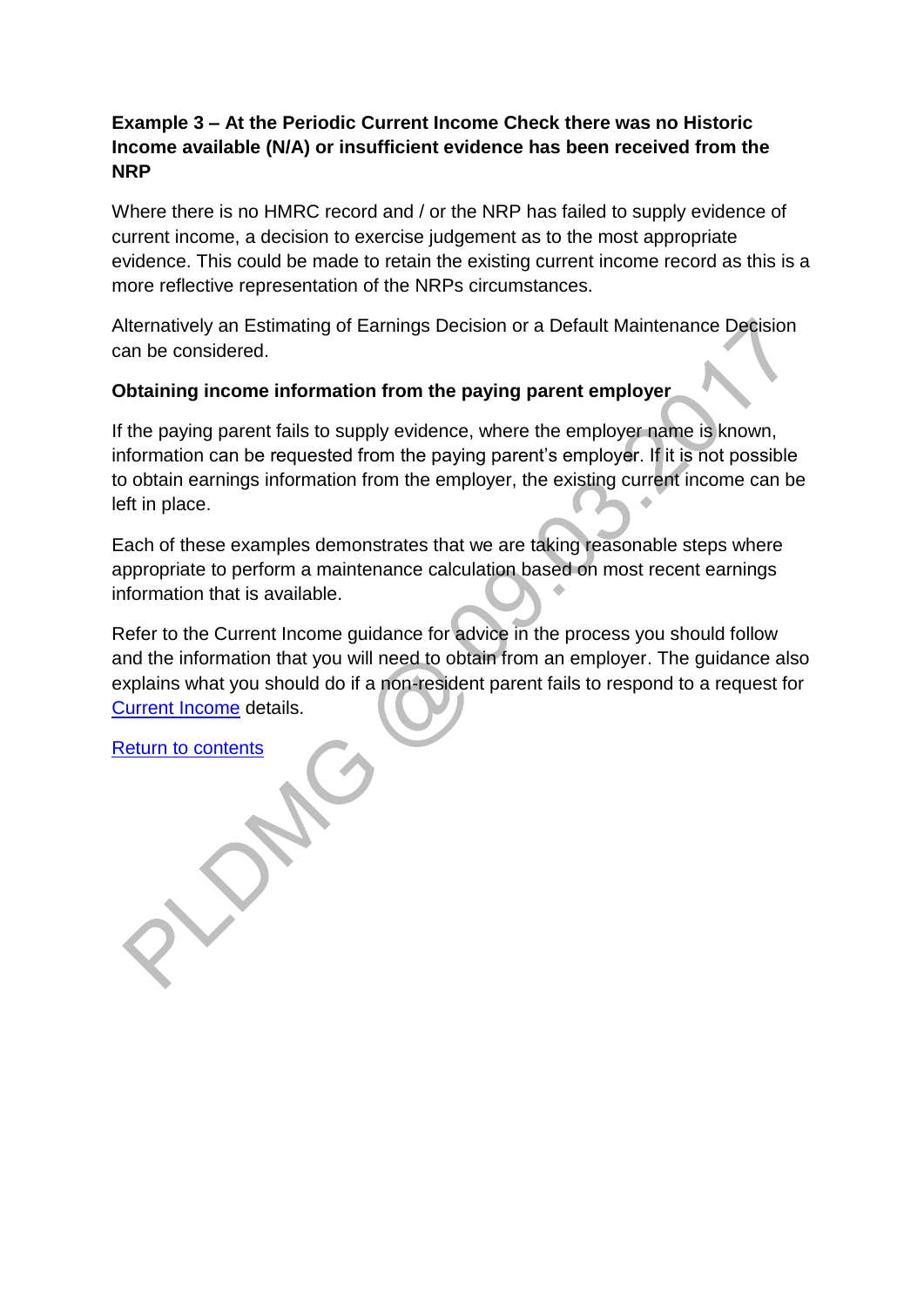**Example 3 – At the Periodic Current Income Check there was no Historic Income available (N/A) or insufficient evidence has been received from the NRP**

Where there is no HMRC record and / or the NRP has failed to supply evidence of current income, a decision to exercise judgement as to the most appropriate evidence. This could be made to retain the existing current income record as this is a more reflective representation of the NRPs circumstances.

Alternatively an Estimating of Earnings Decision or a Default Maintenance Decision can be considered.

**Obtaining income information from the paying parent employer**

If the paying parent fails to supply evidence, where the employer name is known, information can be requested from the paying parent's employer. If it is not possible to obtain earnings information from the employer, the existing current income can be left in place.

Each of these examples demonstrates that we are taking reasonable steps where appropriate to perform a maintenance calculation based on most recent earnings information that is available.

Refer to the Current Income guidance for advice in the process you should follow and the information that you will need to obtain from an employer. The guidance also explains what you should do if a non-resident parent fails to respond to a request for Current Income details.

Return to contents